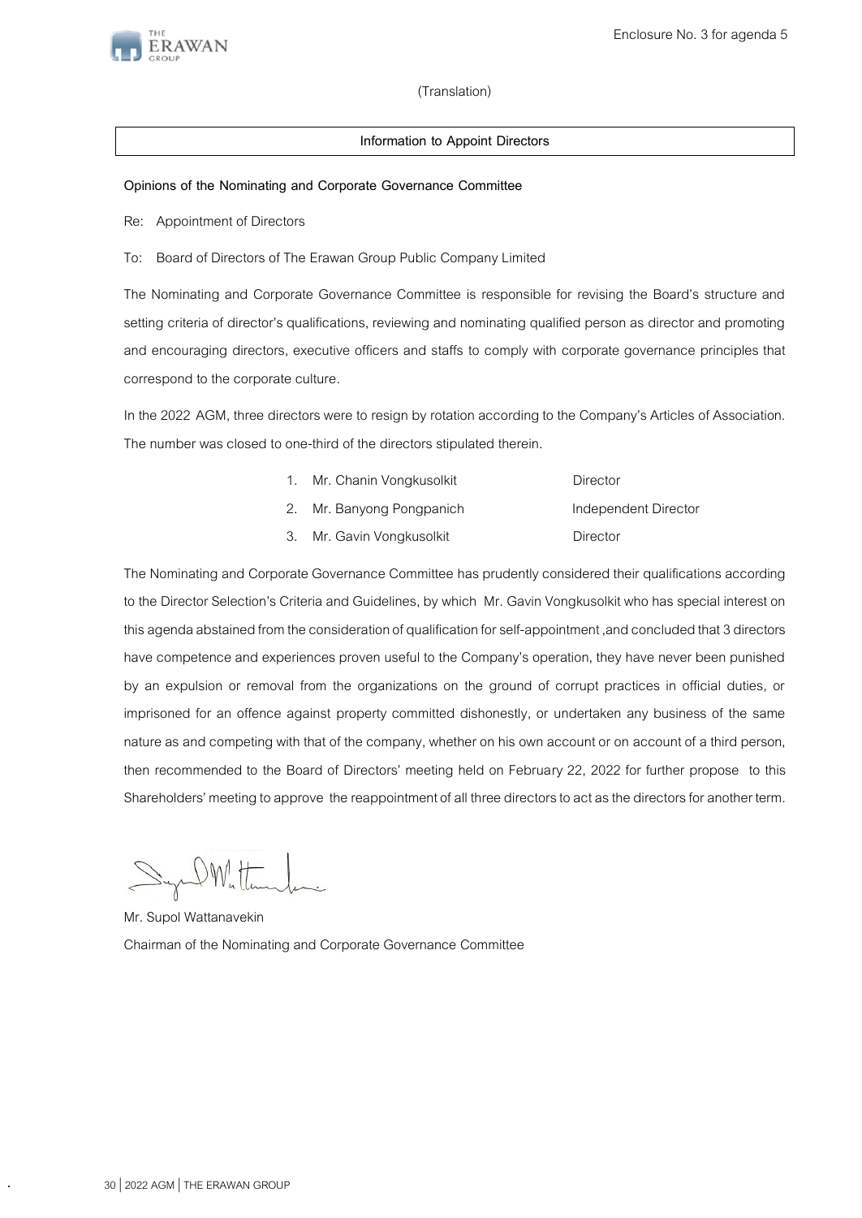(Translation)

## Information to Appoint Directors

**Opinions of the Nominating and Corporate Governance Committee**

Re: Appointment of Directors

To: Board of Directors of The Erawan Group Public Company Limited

The Nominating and Corporate Governance Committee is responsible for revising the Board's structure and setting criteria of director's qualifications, reviewing and nominating qualified person as director and promoting and encouraging directors, executive officers and staffs to comply with corporate governance principles that correspond to the corporate culture.

In the 2022 AGM, three directors were to resign by rotation according to the Company's Articles of Association. The number was closed to one-third of the directors stipulated therein.

1. Mr. Chanin Vongkusolkit — Director
2. Mr. Banyong Pongpanich — Independent Director
3. Mr. Gavin Vongkusolkit — Director

The Nominating and Corporate Governance Committee has prudently considered their qualifications according to the Director Selection's Criteria and Guidelines, by which Mr. Gavin Vongkusolkit who has special interest on this agenda abstained from the consideration of qualification for self-appointment ,and concluded that 3 directors have competence and experiences proven useful to the Company's operation, they have never been punished by an expulsion or removal from the organizations on the ground of corrupt practices in official duties, or imprisoned for an offence against property committed dishonestly, or undertaken any business of the same nature as and competing with that of the company, whether on his own account or on account of a third person, then recommended to the Board of Directors' meeting held on February 22, 2022 for further propose to this Shareholders' meeting to approve the reappointment of all three directors to act as the directors for another term.

Mr. Supol Wattanavekin

Chairman of the Nominating and Corporate Governance Committee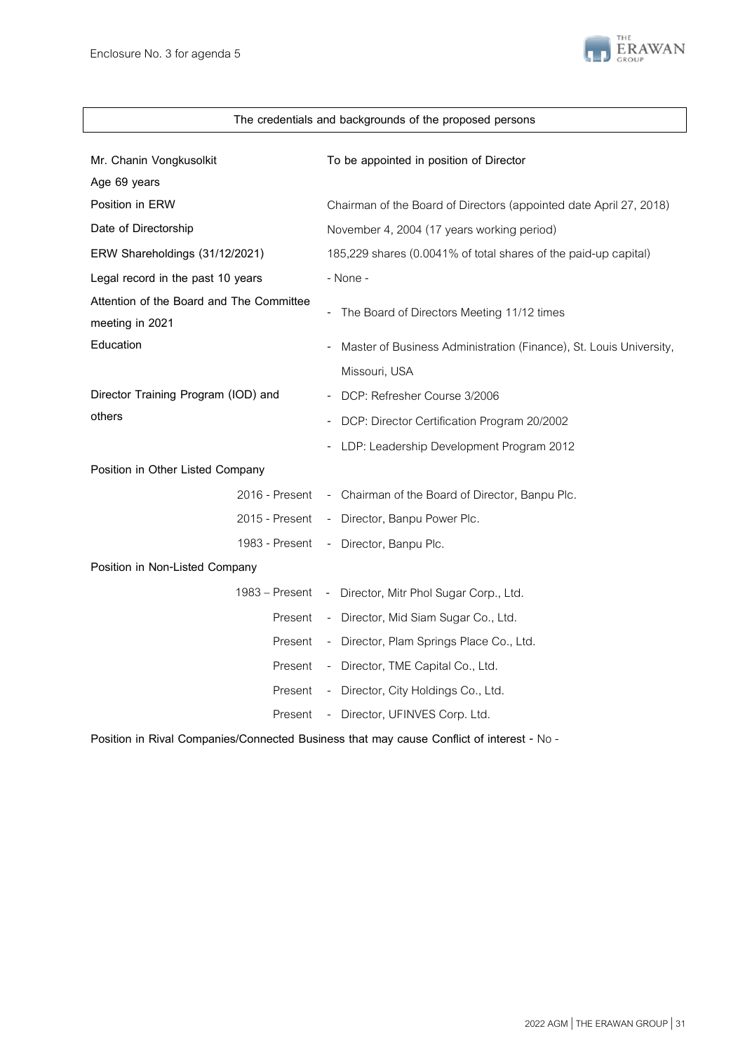Enclosure No. 3 for agenda 5

## The credentials and backgrounds of the proposed persons

| | |
|---|---|
| **Mr. Chanin Vongkusolkit** | To be appointed in position of Director |
| Age 69 years | |
| **Position in ERW** | Chairman of the Board of Directors (appointed date April 27, 2018) |
| **Date of Directorship** | November 4, 2004 (17 years working period) |
| **ERW Shareholdings (31/12/2021)** | 185,229 shares (0.0041% of total shares of the paid-up capital) |
| **Legal record in the past 10 years** | - None - |
| **Attention of the Board and The Committee meeting in 2021** | - The Board of Directors Meeting 11/12 times |
| **Education** | - Master of Business Administration (Finance), St. Louis University, Missouri, USA |
| **Director Training Program (IOD) and others** | - DCP: Refresher Course 3/2006<br>- DCP: Director Certification Program 20/2002<br>- LDP: Leadership Development Program 2012 |

**Position in Other Listed Company**

| | |
|---|---|
| 2016 - Present | - Chairman of the Board of Director, Banpu Plc. |
| 2015 - Present | - Director, Banpu Power Plc. |
| 1983 - Present | - Director, Banpu Plc. |

**Position in Non-Listed Company**

| | |
|---|---|
| 1983 – Present | - Director, Mitr Phol Sugar Corp., Ltd. |
| Present | - Director, Mid Siam Sugar Co., Ltd. |
| Present | - Director, Plam Springs Place Co., Ltd. |
| Present | - Director, TME Capital Co., Ltd. |
| Present | - Director, City Holdings Co., Ltd. |
| Present | - Director, UFINVES Corp. Ltd. |

**Position in Rival Companies/Connected Business that may cause Conflict of interest -** No -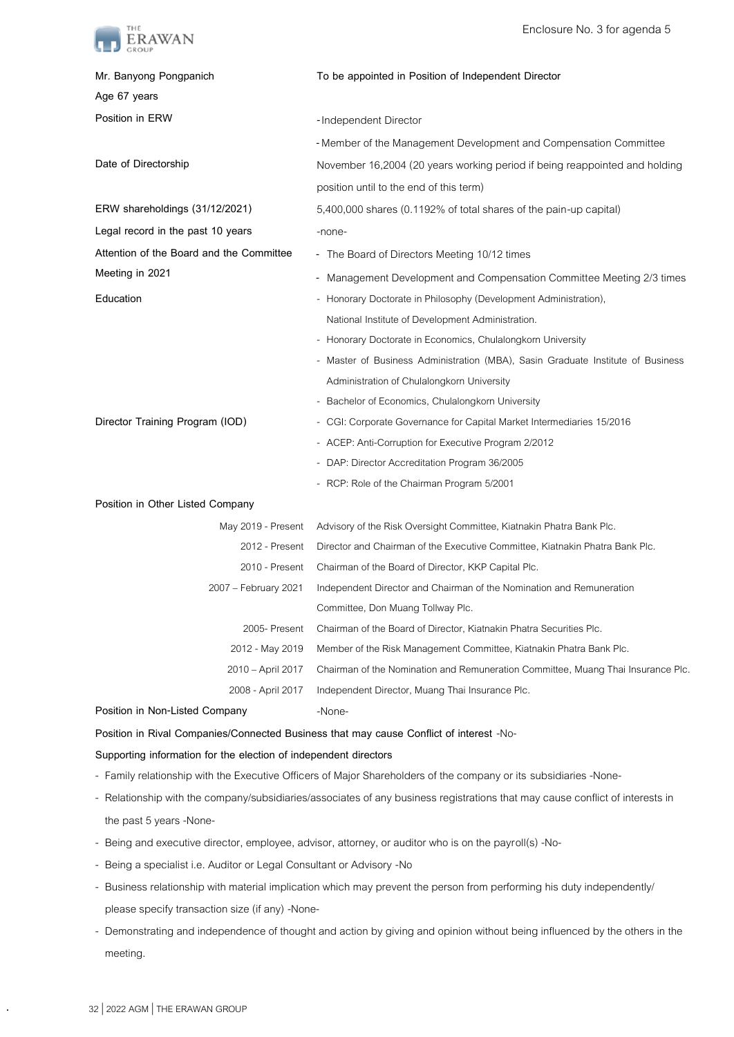Enclosure No. 3 for agenda 5

| | |
|---|---|
| **Mr. Banyong Pongpanich** | **To be appointed in Position of Independent Director** |
| **Age 67 years** | |
| **Position in ERW** | - Independent Director<br>- Member of the Management Development and Compensation Committee |
| **Date of Directorship** | November 16,2004 (20 years working period if being reappointed and holding position until to the end of this term) |
| **ERW shareholdings (31/12/2021)** | 5,400,000 shares (0.1192% of total shares of the pain-up capital) |
| **Legal record in the past 10 years** | -none- |
| **Attention of the Board and the Committee Meeting in 2021** | - The Board of Directors Meeting 10/12 times<br>- Management Development and Compensation Committee Meeting 2/3 times |
| **Education** | - Honorary Doctorate in Philosophy (Development Administration), National Institute of Development Administration.<br>- Honorary Doctorate in Economics, Chulalongkorn University<br>- Master of Business Administration (MBA), Sasin Graduate Institute of Business Administration of Chulalongkorn University<br>- Bachelor of Economics, Chulalongkorn University |
| **Director Training Program (IOD)** | - CGI: Corporate Governance for Capital Market Intermediaries 15/2016<br>- ACEP: Anti-Corruption for Executive Program 2/2012<br>- DAP: Director Accreditation Program 36/2005<br>- RCP: Role of the Chairman Program 5/2001 |

**Position in Other Listed Company**

| | |
|---|---|
| May 2019 - Present | Advisory of the Risk Oversight Committee, Kiatnakin Phatra Bank Plc. |
| 2012 - Present | Director and Chairman of the Executive Committee, Kiatnakin Phatra Bank Plc. |
| 2010 - Present | Chairman of the Board of Director, KKP Capital Plc. |
| 2007 – February 2021 | Independent Director and Chairman of the Nomination and Remuneration Committee, Don Muang Tollway Plc. |
| 2005- Present | Chairman of the Board of Director, Kiatnakin Phatra Securities Plc. |
| 2012 - May 2019 | Member of the Risk Management Committee, Kiatnakin Phatra Bank Plc. |
| 2010 – April 2017 | Chairman of the Nomination and Remuneration Committee, Muang Thai Insurance Plc. |
| 2008 - April 2017 | Independent Director, Muang Thai Insurance Plc. |

**Position in Non-Listed Company** -None-

**Position in Rival Companies/Connected Business that may cause Conflict of interest** -No-

**Supporting information for the election of independent directors**

- Family relationship with the Executive Officers of Major Shareholders of the company or its subsidiaries -None-
- Relationship with the company/subsidiaries/associates of any business registrations that may cause conflict of interests in the past 5 years -None-
- Being and executive director, employee, advisor, attorney, or auditor who is on the payroll(s) -No-
- Being a specialist i.e. Auditor or Legal Consultant or Advisory -No
- Business relationship with material implication which may prevent the person from performing his duty independently/ please specify transaction size (if any) -None-
- Demonstrating and independence of thought and action by giving and opinion without being influenced by the others in the meeting.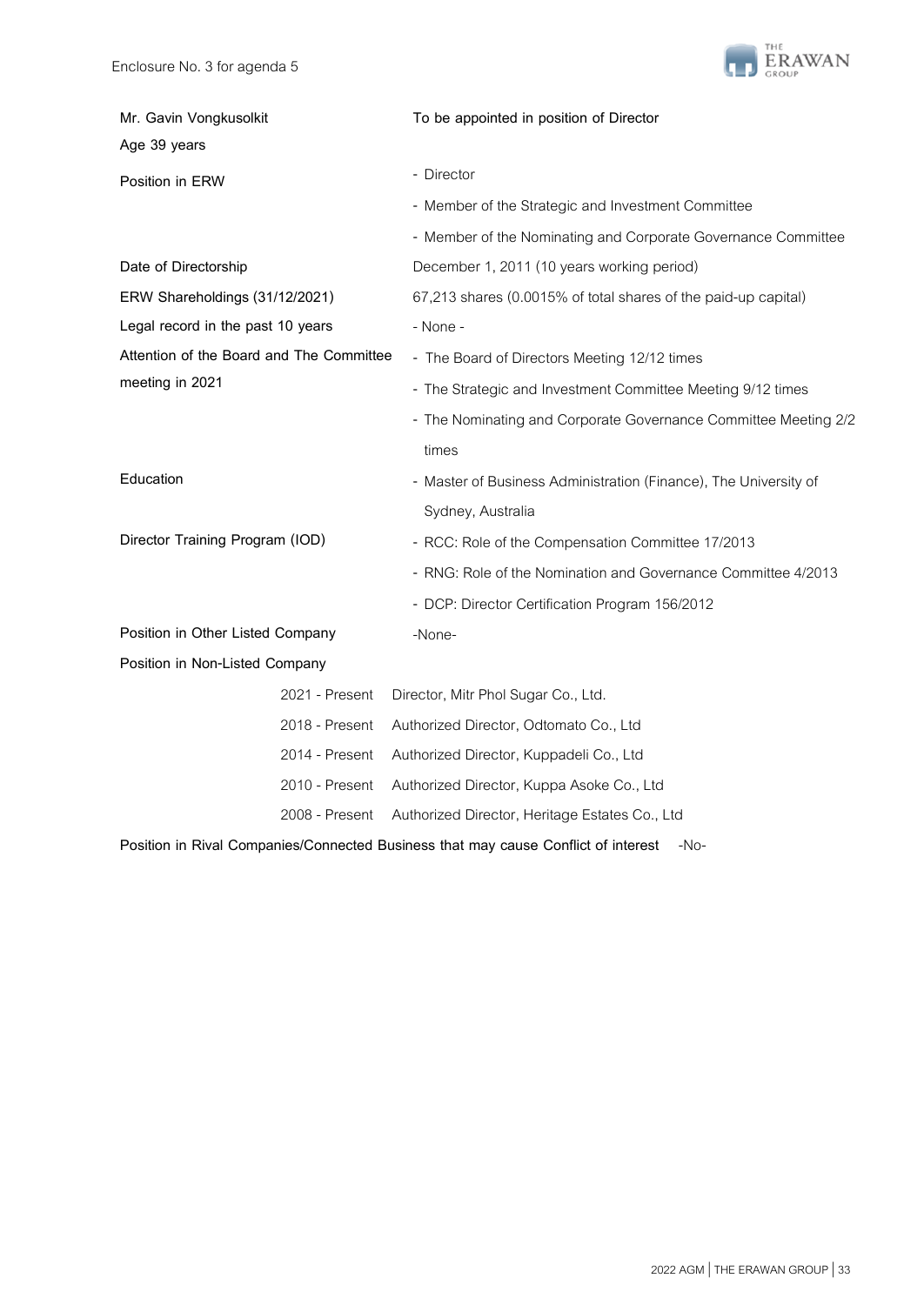Enclosure No. 3 for agenda 5

| | |
|---|---|
| **Mr. Gavin Vongkusolkit** | **To be appointed in position of Director** |
| **Age 39 years** | |
| **Position in ERW** | - Director<br>- Member of the Strategic and Investment Committee<br>- Member of the Nominating and Corporate Governance Committee |
| **Date of Directorship** | December 1, 2011 (10 years working period) |
| **ERW Shareholdings (31/12/2021)** | 67,213 shares (0.0015% of total shares of the paid-up capital) |
| **Legal record in the past 10 years** | - None - |
| **Attention of the Board and The Committee meeting in 2021** | - The Board of Directors Meeting 12/12 times<br>- The Strategic and Investment Committee Meeting 9/12 times<br>- The Nominating and Corporate Governance Committee Meeting 2/2 times |
| **Education** | - Master of Business Administration (Finance), The University of Sydney, Australia |
| **Director Training Program (IOD)** | - RCC: Role of the Compensation Committee 17/2013<br>- RNG: Role of the Nomination and Governance Committee 4/2013<br>- DCP: Director Certification Program 156/2012 |
| **Position in Other Listed Company** | -None- |
| **Position in Non-Listed Company** | |

| | |
|---|---|
| 2021 - Present | Director, Mitr Phol Sugar Co., Ltd. |
| 2018 - Present | Authorized Director, Odtomato Co., Ltd |
| 2014 - Present | Authorized Director, Kuppadeli Co., Ltd |
| 2010 - Present | Authorized Director, Kuppa Asoke Co., Ltd |
| 2008 - Present | Authorized Director, Heritage Estates Co., Ltd |

**Position in Rival Companies/Connected Business that may cause Conflict of interest** -No-